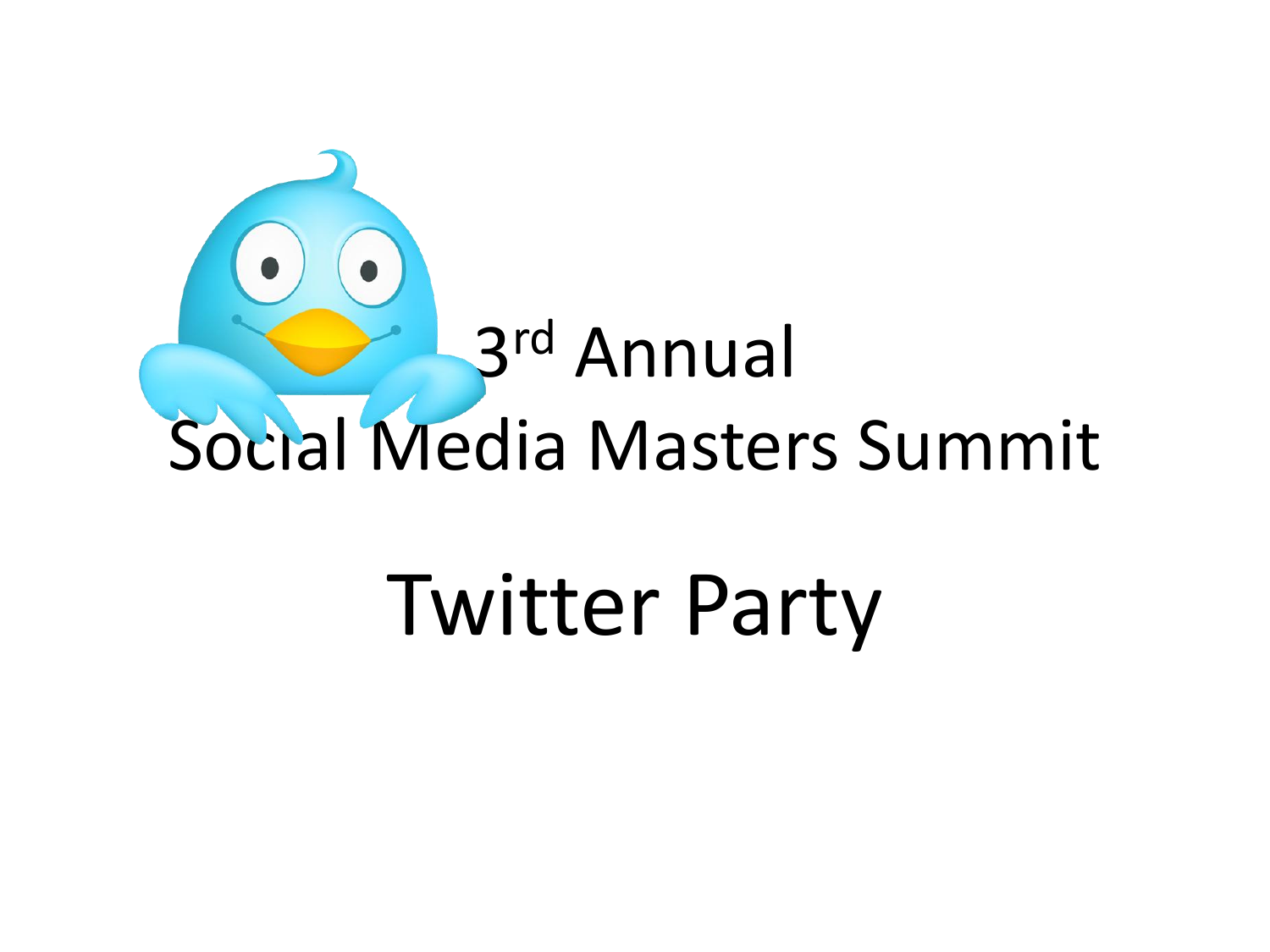# 3rd Annual Social Media Masters Summit

# Twitter Party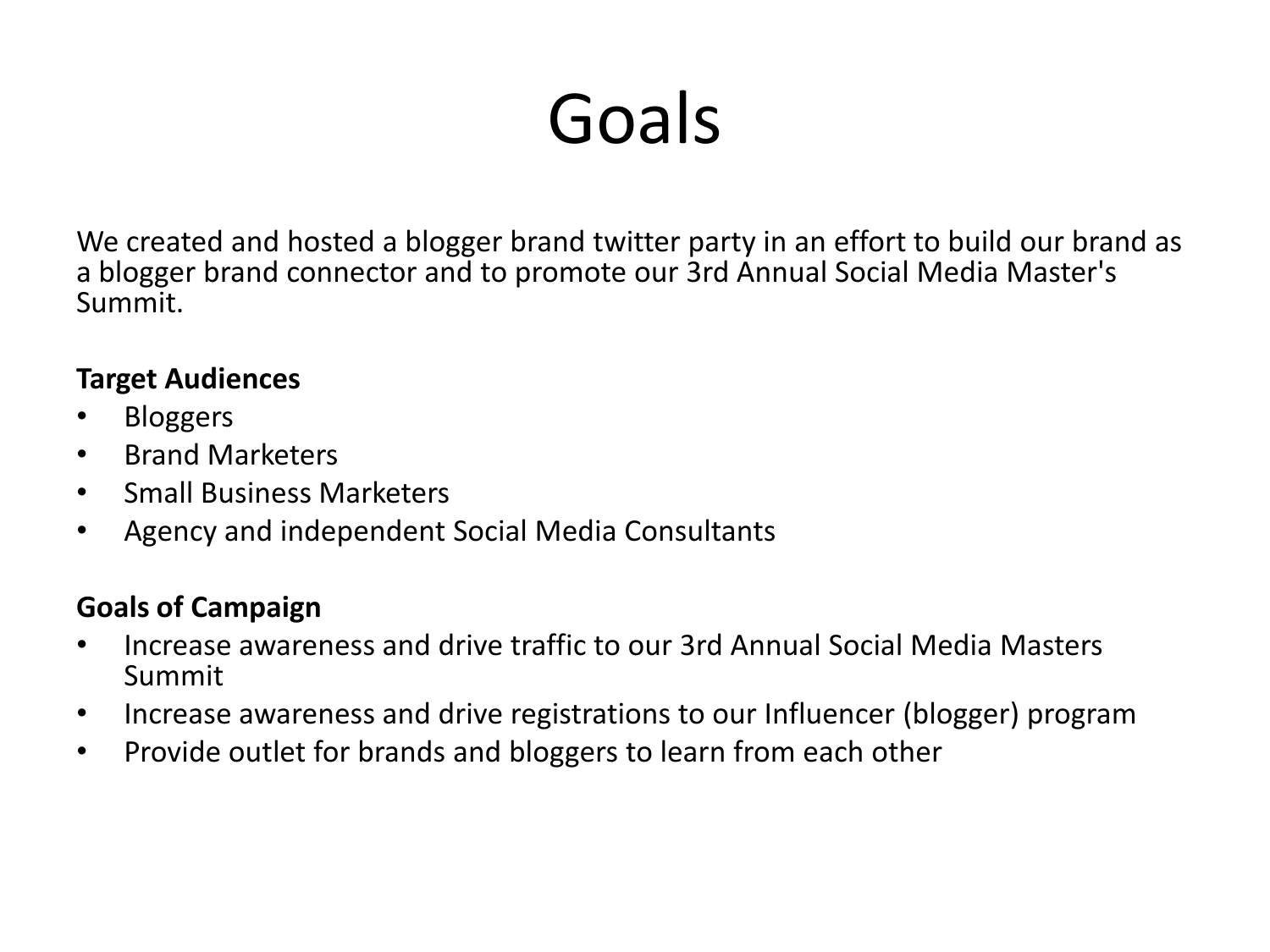# Goals

We created and hosted a blogger brand twitter party in an effort to build our brand as a blogger brand connector and to promote our 3rd Annual Social Media Master's Summit.

**Target Audiences**

- Bloggers
- Brand Marketers
- Small Business Marketers
- Agency and independent Social Media Consultants

**Goals of Campaign**

- Increase awareness and drive traffic to our 3rd Annual Social Media Masters Summit
- Increase awareness and drive registrations to our Influencer (blogger) program
- Provide outlet for brands and bloggers to learn from each other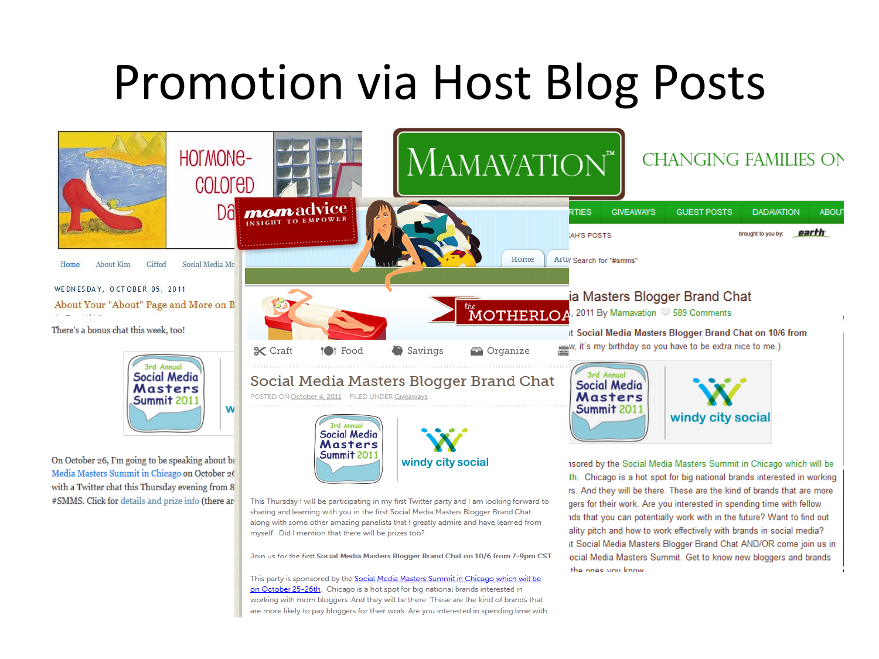# Promotion via Host Blog Posts

HOrMONE-COLOrED DA

Home About Kim Gifted Social Media Mo

WEDNESDAY, OCTOBER 05, 2011

About Your "About" Page and More on B

There's a bonus chat this week, too!

3rd Annual Social Media Masters Summit 2011

On October 26, I'm going to be speaking about b Media Masters Summit in Chicago on October 2 with a Twitter chat this Thursday evening from 8 #SMMS. Click for details and prize info (there ar

mom advice INSIGHT TO EMPOWER

Home Arti

the MOTHERLOA

Craft Food Savings Organize

## Social Media Masters Blogger Brand Chat

POSTED ON October 4, 2011 FILED UNDER Giveaways

3rd Annual Social Media Masters Summit 2011 | windy city social

This Thursday I will be participating in my first Twitter party and I am looking forward to sharing and learning with you in the first Social Media Masters Blogger Brand Chat along with some other amazing panelists that I greatly admire and have learned from myself. Did I mention that there will be prizes too?

Join us for the first **Social Media Masters Blogger Brand Chat on 10/6 from 7-9pm CST**

This party is sponsored by the Social Media Masters Summit in Chicago which will be on October 25-26th. Chicago is a hot spot for big national brands interested in working with mom bloggers. And they will be there. These are the kind of brands that are more likely to pay bloggers for their work. Are you interested in spending time with

MAMAVATION™ CHANGING FAMILIES ON

RTIES GIVEAWAYS GUEST POSTS DADAVATION ABOU

AH'S POSTS brought to you by: earth

Search for "#smms"

## ia Masters Blogger Brand Chat

2011 By Mamavation 589 Comments

**t Social Media Masters Blogger Brand Chat on 10/6 from** w, it's my birthday so you have to be extra nice to me.)

3rd Annual Social Media Masters Summit 2011 | windy city social

nsored by the Social Media Masters Summit in Chicago which will be th. Chicago is a hot spot for big national brands interested in working rs. And they will be there. These are the kind of brands that are more gers for their work. Are you interested in spending time with fellow nds that you can potentially work with in the future? Want to find out ality pitch and how to work effectively with brands in social media? t Social Media Masters Blogger Brand Chat AND/OR come join us in ocial Media Masters Summit. Get to know new bloggers and brands the ones you know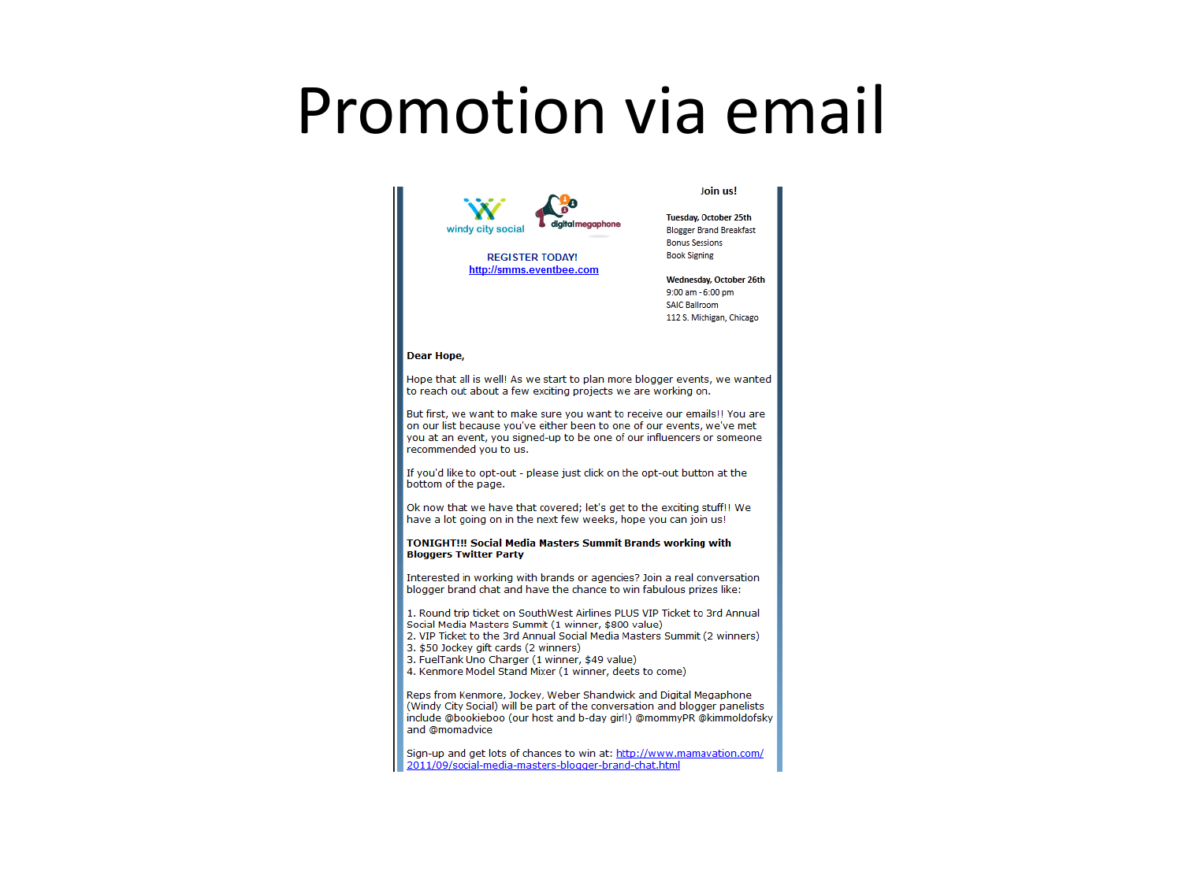# Promotion via email

windy city social | digitalmegaphone

REGISTER TODAY!
http://smms.eventbee.com

**Join us!**

**Tuesday, October 25th**
Blogger Brand Breakfast
Bonus Sessions
Book Signing

**Wednesday, October 26th**
9:00 am - 6:00 pm
SAIC Ballroom
112 S. Michigan, Chicago

**Dear Hope,**

Hope that all is well! As we start to plan more blogger events, we wanted to reach out about a few exciting projects we are working on.

But first, we want to make sure you want to receive our emails!! You are on our list because you've either been to one of our events, we've met you at an event, you signed-up to be one of our influencers or someone recommended you to us.

If you'd like to opt-out - please just click on the opt-out button at the bottom of the page.

Ok now that we have that covered; let's get to the exciting stuff!! We have a lot going on in the next few weeks, hope you can join us!

**TONIGHT!!! Social Media Masters Summit Brands working with Bloggers Twitter Party**

Interested in working with brands or agencies? Join a real conversation blogger brand chat and have the chance to win fabulous prizes like:

1. Round trip ticket on SouthWest Airlines PLUS VIP Ticket to 3rd Annual Social Media Masters Summit (1 winner, $800 value)
2. VIP Ticket to the 3rd Annual Social Media Masters Summit (2 winners)
3. $50 Jockey gift cards (2 winners)
3. FuelTank Uno Charger (1 winner, $49 value)
4. Kenmore Model Stand Mixer (1 winner, deets to come)

Reps from Kenmore, Jockey, Weber Shandwick and Digital Megaphone (Windy City Social) will be part of the conversation and blogger panelists include @bookieboo (our host and b-day girl!) @mommyPR @kimmoldofsky and @momadvice

Sign-up and get lots of chances to win at: http://www.mamavation.com/2011/09/social-media-masters-blogger-brand-chat.html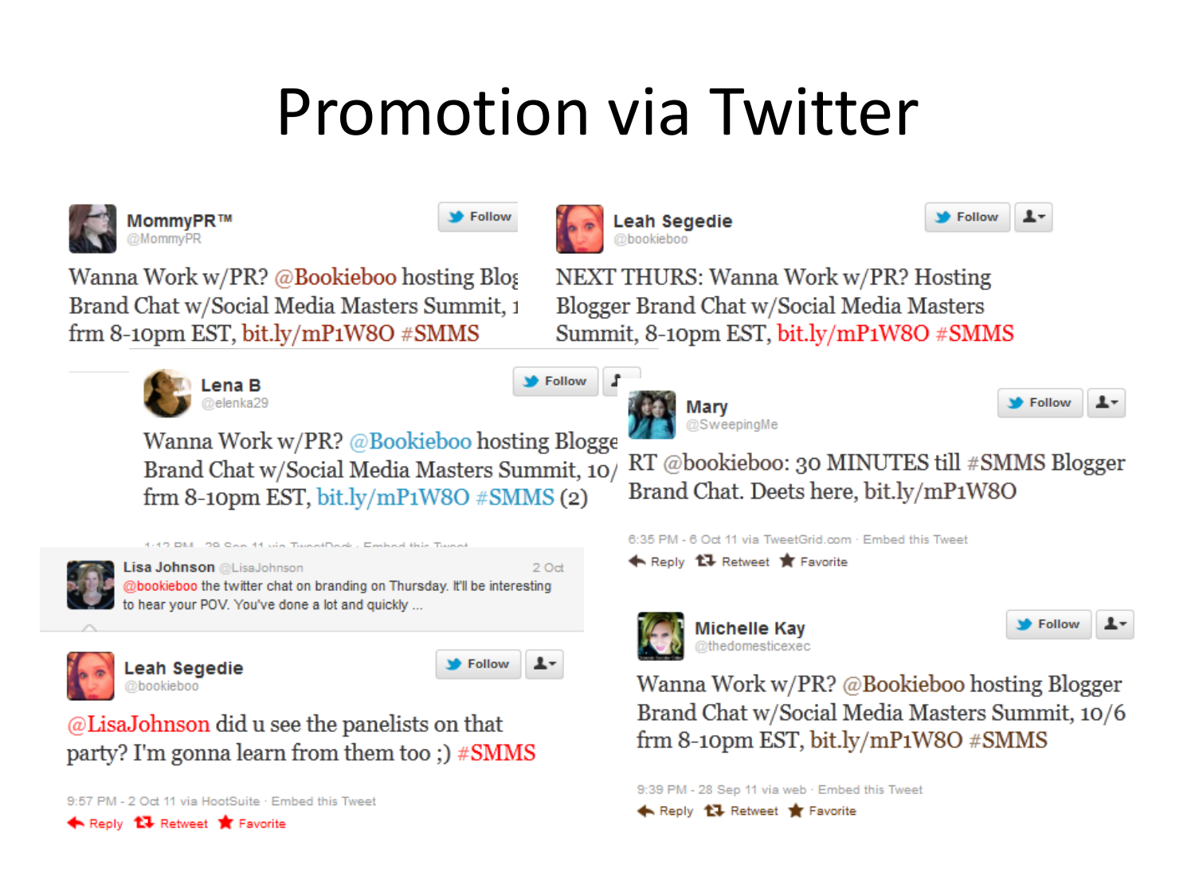# Promotion via Twitter

**MommyPR™** @MommyPR

Wanna Work w/PR? @Bookieboo hosting Blog Brand Chat w/Social Media Masters Summit, 1 frm 8-10pm EST, bit.ly/mP1W8O #SMMS

**Leah Segedie** @bookieboo

NEXT THURS: Wanna Work w/PR? Hosting Blogger Brand Chat w/Social Media Masters Summit, 8-10pm EST, bit.ly/mP1W8O #SMMS

**Lena B** @elenka29

Wanna Work w/PR? @Bookieboo hosting Blogge Brand Chat w/Social Media Masters Summit, 10/ frm 8-10pm EST, bit.ly/mP1W8O #SMMS (2)

**Mary** @SweepingMe

RT @bookieboo: 30 MINUTES till #SMMS Blogger Brand Chat. Deets here, bit.ly/mP1W8O

6:35 PM - 6 Oct 11 via TweetGrid.com · Embed this Tweet

Reply · Retweet · Favorite

**Lisa Johnson** @LisaJohnson · 2 Oct

@bookieboo the twitter chat on branding on Thursday. It'll be interesting to hear your POV. You've done a lot and quickly ...

**Leah Segedie** @bookieboo

@LisaJohnson did u see the panelists on that party? I'm gonna learn from them too ;) #SMMS

9:57 PM - 2 Oct 11 via HootSuite · Embed this Tweet

Reply · Retweet · Favorite

**Michelle Kay** @thedomesticexec

Wanna Work w/PR? @Bookieboo hosting Blogger Brand Chat w/Social Media Masters Summit, 10/6 frm 8-10pm EST, bit.ly/mP1W8O #SMMS

9:39 PM - 28 Sep 11 via web · Embed this Tweet

Reply · Retweet · Favorite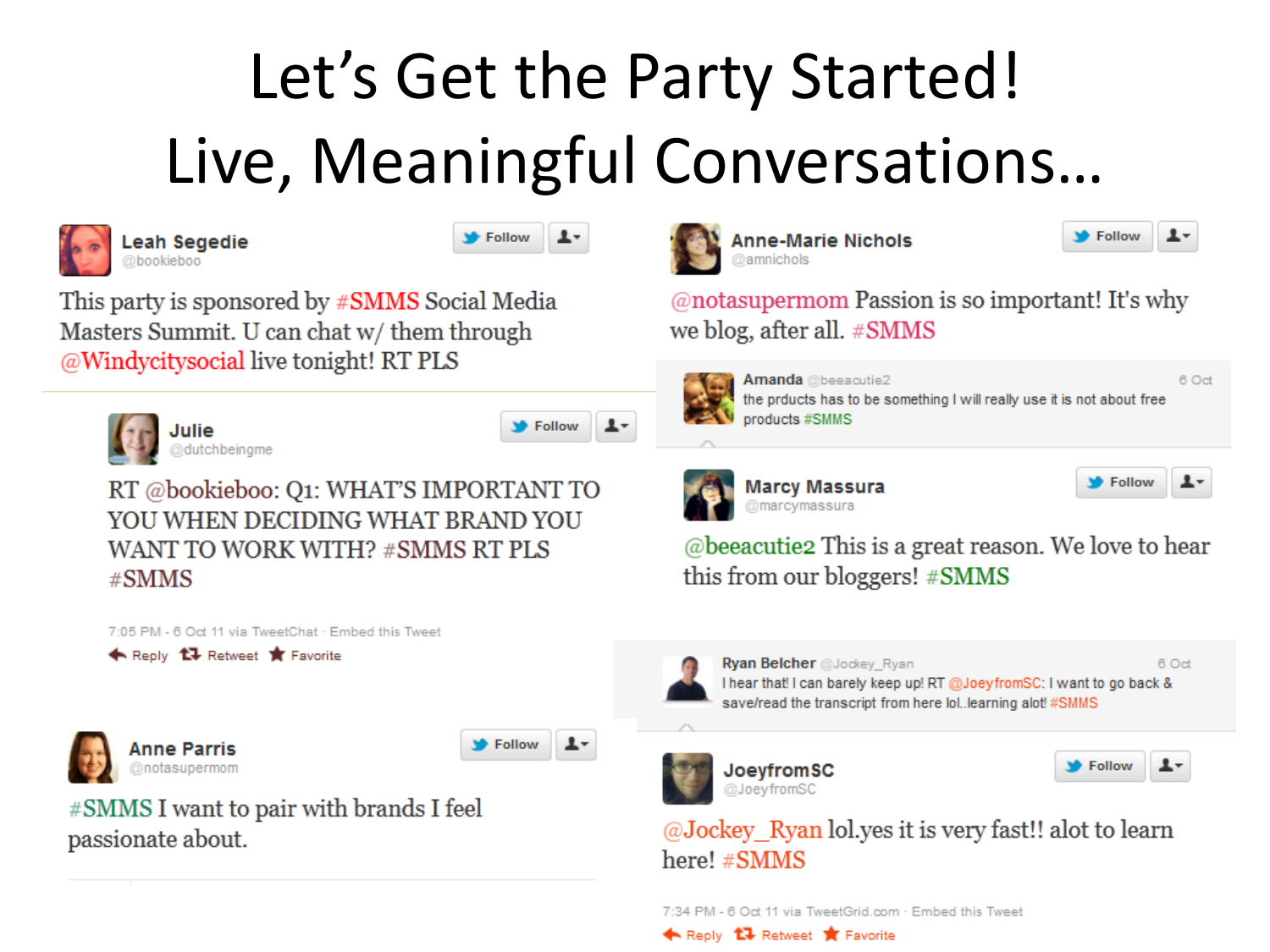# Let's Get the Party Started! Live, Meaningful Conversations…

**Leah Segedie** @bookieboo

This party is sponsored by #SMMS Social Media Masters Summit. U can chat w/ them through @Windycitysocial live tonight! RT PLS

**Julie** @dutchbeingme

RT @bookieboo: Q1: WHAT'S IMPORTANT TO YOU WHEN DECIDING WHAT BRAND YOU WANT TO WORK WITH? #SMMS RT PLS #SMMS

7:05 PM - 6 Oct 11 via TweetChat · Embed this Tweet

Reply Retweet Favorite

**Anne Parris** @notasupermom

#SMMS I want to pair with brands I feel passionate about.

**Anne-Marie Nichols** @amnichols

@notasupermom Passion is so important! It's why we blog, after all. #SMMS

**Amanda** @beeacutie2 — 6 Oct

the prducts has to be something I will really use it is not about free products #SMMS

**Marcy Massura** @marcymassura

@beeacutie2 This is a great reason. We love to hear this from our bloggers! #SMMS

**Ryan Belcher** @Jockey_Ryan — 6 Oct

I hear that! I can barely keep up! RT @JoeyfromSC: I want to go back & save/read the transcript from here lol..learning alot! #SMMS

**JoeyfromSC** @JoeyfromSC

@Jockey_Ryan lol.yes it is very fast!! alot to learn here! #SMMS

7:34 PM - 6 Oct 11 via TweetGrid.com · Embed this Tweet

Reply Retweet Favorite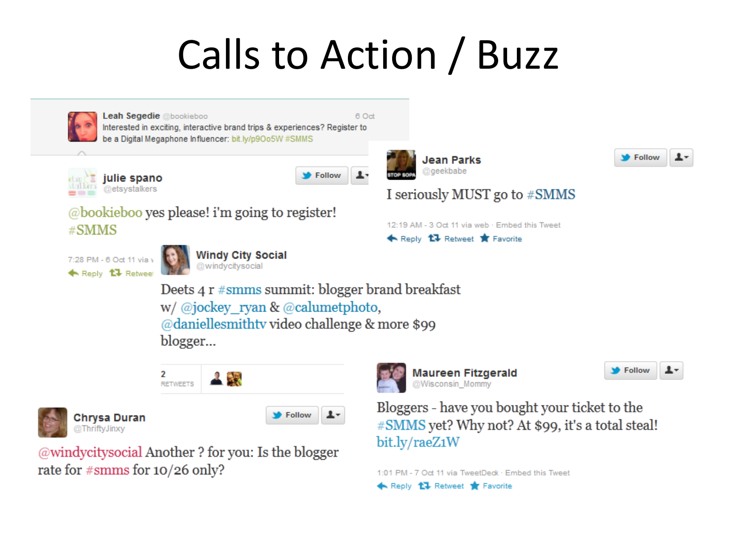# Calls to Action / Buzz

**Leah Segedie** @bookieboo · 6 Oct

Interested in exciting, interactive brand trips & experiences? Register to be a Digital Megaphone Influencer: bit.ly/p9Oo5W #SMMS

---

**julie spano** @etsystalkers

@bookieboo yes please! i'm going to register! #SMMS

7:28 PM - 6 Oct 11 via w

Reply · Retwee

---

**Jean Parks** @geekbabe

I seriously MUST go to #SMMS

12:19 AM - 3 Oct 11 via web · Embed this Tweet

Reply · Retweet · Favorite

---

**Windy City Social** @windycitysocial

Deets 4 r #smms summit: blogger brand breakfast w/ @jockey_ryan & @calumetphoto, @daniellesmithtv video challenge & more $99 blogger...

2 RETWEETS

---

**Chrysa Duran** @ThriftyJinxy

@windycitysocial Another ? for you: Is the blogger rate for #smms for 10/26 only?

---

**Maureen Fitzgerald** @Wisconsin_Mommy

Bloggers - have you bought your ticket to the #SMMS yet? Why not? At $99, it's a total steal! bit.ly/raeZ1W

1:01 PM - 7 Oct 11 via TweetDeck · Embed this Tweet

Reply · Retweet · Favorite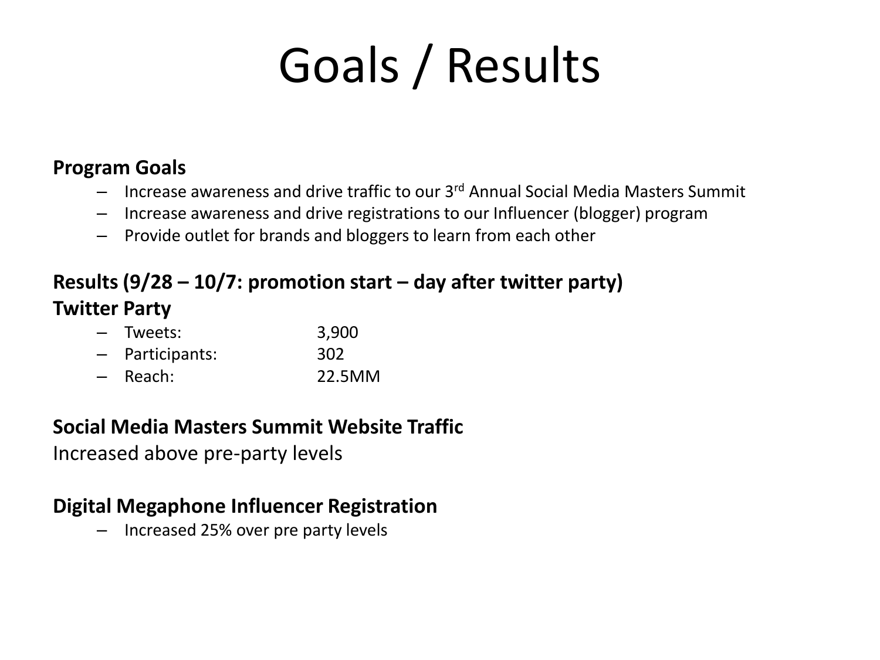# Goals / Results

**Program Goals**

- Increase awareness and drive traffic to our 3rd Annual Social Media Masters Summit
- Increase awareness and drive registrations to our Influencer (blogger) program
- Provide outlet for brands and bloggers to learn from each other

**Results (9/28 – 10/7: promotion start – day after twitter party)**

**Twitter Party**

- Tweets: 3,900
- Participants: 302
- Reach: 22.5MM

**Social Media Masters Summit Website Traffic**

Increased above pre-party levels

**Digital Megaphone Influencer Registration**

- Increased 25% over pre party levels